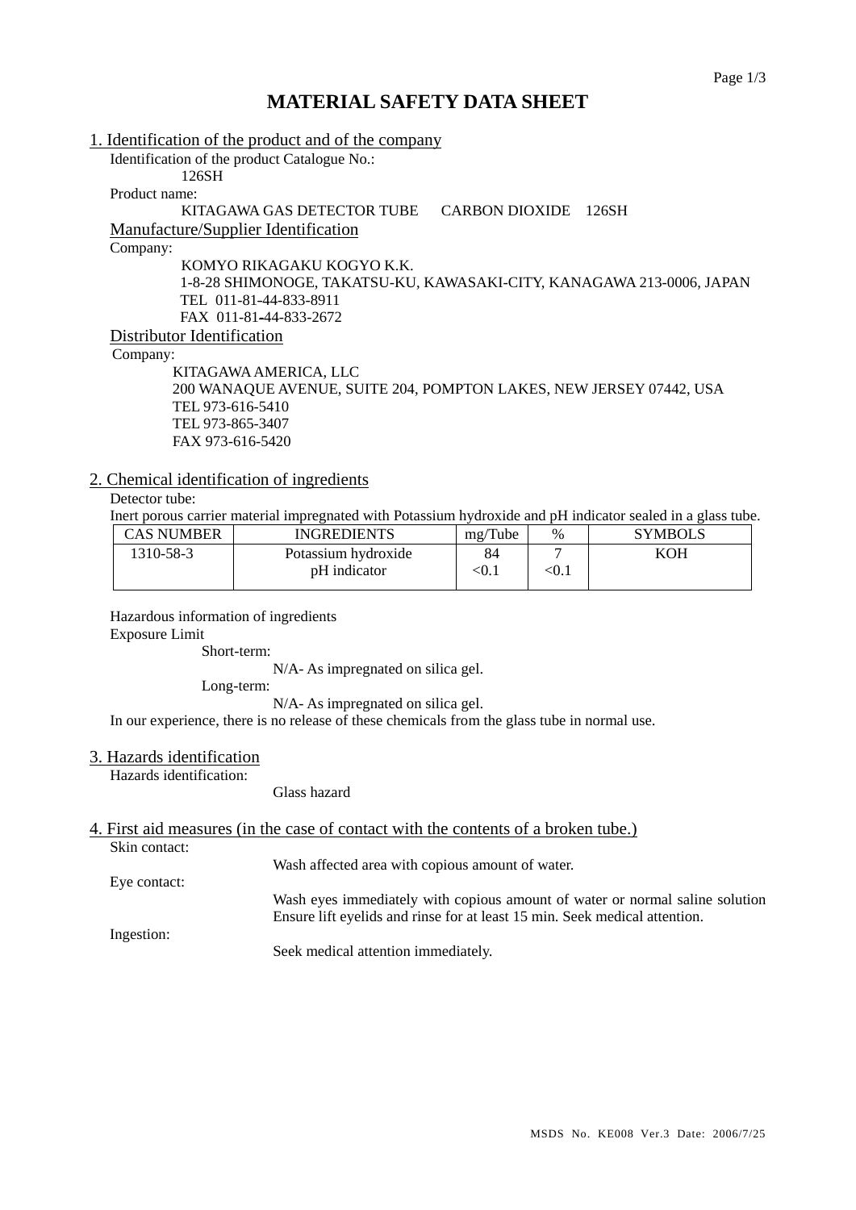# MATERIAL SAFETY DATA SHEET

## 1. Identification of the product and of the company

Identification of the product Catalogue No.:

126SH

Product name:

KITAGAWA GAS DETECTOR TUBE CARBON DIOXIDE 126SH

### Manufacture/Supplier Identification

Company:

KOMYO RIKAGAKU KOGYO K.K.
1-8-28 SHIMONOGE, TAKATSU-KU, KAWASAKI-CITY, KANAGAWA 213-0006, JAPAN
TEL 011-81-44-833-8911
FAX 011-81-44-833-2672

### Distributor Identification

Company:

KITAGAWA AMERICA, LLC
200 WANAQUE AVENUE, SUITE 204, POMPTON LAKES, NEW JERSEY 07442, USA
TEL 973-616-5410
TEL 973-865-3407
FAX 973-616-5420

## 2. Chemical identification of ingredients

Detector tube:

Inert porous carrier material impregnated with Potassium hydroxide and pH indicator sealed in a glass tube.

| CAS NUMBER | INGREDIENTS | mg/Tube | % | SYMBOLS |
|---|---|---|---|---|
| 1310-58-3 | Potassium hydroxide | 84 | 7 | KOH |
| | pH indicator | <0.1 | <0.1 | |

Hazardous information of ingredients

Exposure Limit

Short-term:

N/A- As impregnated on silica gel.

Long-term:

N/A- As impregnated on silica gel.

In our experience, there is no release of these chemicals from the glass tube in normal use.

## 3. Hazards identification

Hazards identification:

Glass hazard

## 4. First aid measures (in the case of contact with the contents of a broken tube.)

Skin contact:

Wash affected area with copious amount of water.

Eye contact:

Wash eyes immediately with copious amount of water or normal saline solution
Ensure lift eyelids and rinse for at least 15 min. Seek medical attention.

Ingestion:

Seek medical attention immediately.

MSDS No. KE008 Ver.3 Date: 2006/7/25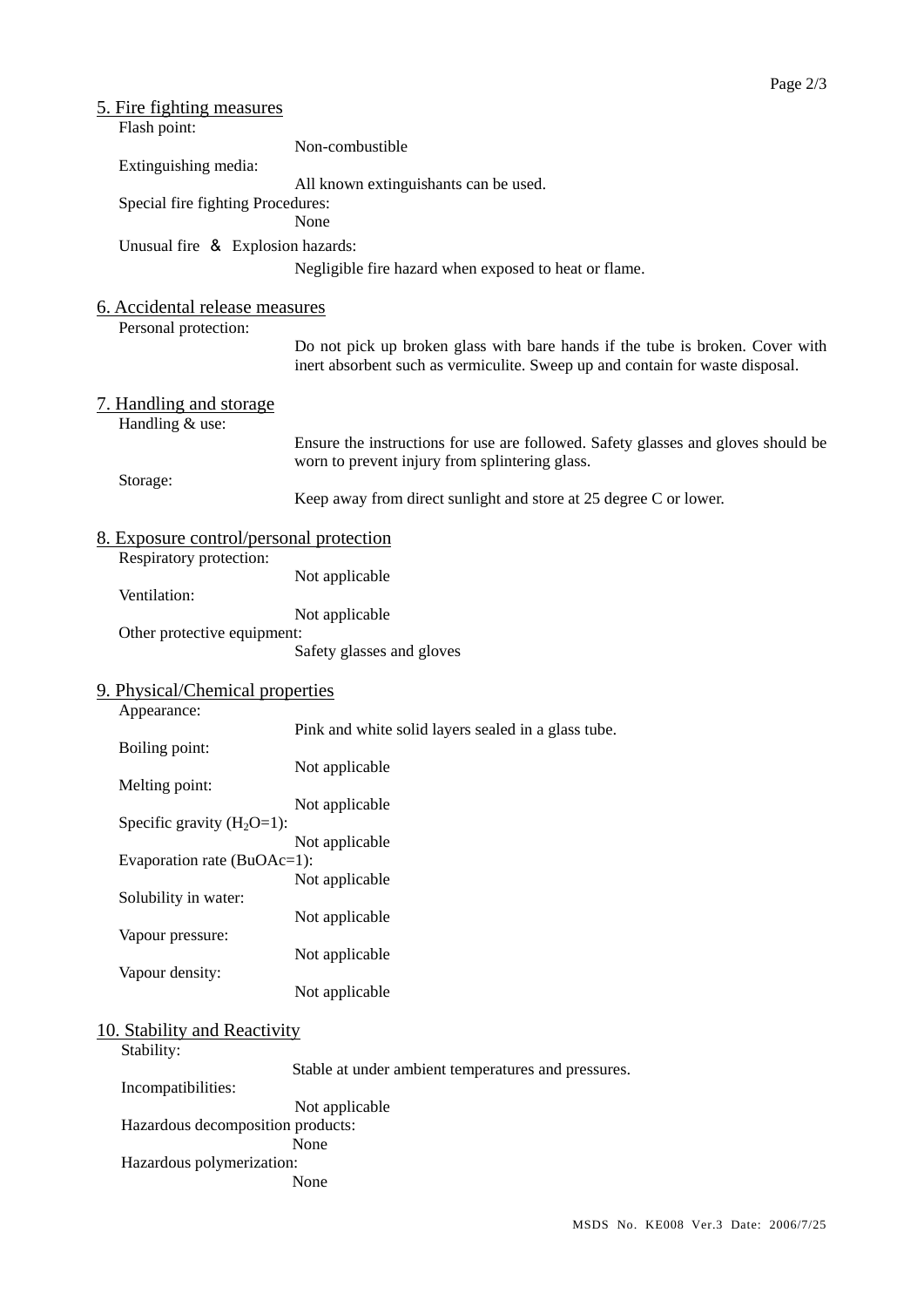## 5. Fire fighting measures

Flash point:
Non-combustible

Extinguishing media:
All known extinguishants can be used.

Special fire fighting Procedures:
None

Unusual fire ＆ Explosion hazards:
Negligible fire hazard when exposed to heat or flame.

## 6. Accidental release measures

Personal protection:
Do not pick up broken glass with bare hands if the tube is broken. Cover with inert absorbent such as vermiculite. Sweep up and contain for waste disposal.

## 7. Handling and storage

Handling & use:
Ensure the instructions for use are followed. Safety glasses and gloves should be worn to prevent injury from splintering glass.

Storage:
Keep away from direct sunlight and store at 25 degree C or lower.

## 8. Exposure control/personal protection

Respiratory protection:
Not applicable

Ventilation:
Not applicable

Other protective equipment:
Safety glasses and gloves

## 9. Physical/Chemical properties

Appearance:
Pink and white solid layers sealed in a glass tube.

Boiling point:
Not applicable

Melting point:
Not applicable

Specific gravity ($H_2O$=1):
Not applicable

Evaporation rate (BuOAc=1):
Not applicable

Solubility in water:
Not applicable

Vapour pressure:
Not applicable

Vapour density:
Not applicable

## 10. Stability and Reactivity

Stability:
Stable at under ambient temperatures and pressures.

Incompatibilities:
Not applicable

Hazardous decomposition products:
None

Hazardous polymerization:
None

MSDS No. KE008 Ver.3 Date: 2006/7/25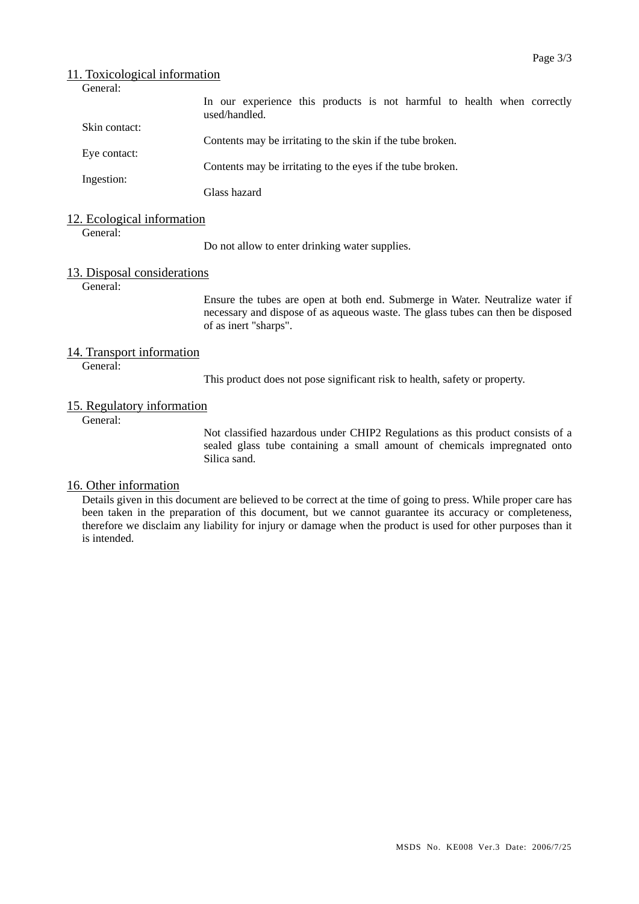## 11. Toxicological information

General:

In our experience this products is not harmful to health when correctly used/handled.

Skin contact:

Contents may be irritating to the skin if the tube broken.

Eye contact:

Contents may be irritating to the eyes if the tube broken.

Ingestion:

Glass hazard

## 12. Ecological information

General:

Do not allow to enter drinking water supplies.

## 13. Disposal considerations

General:

Ensure the tubes are open at both end. Submerge in Water. Neutralize water if necessary and dispose of as aqueous waste. The glass tubes can then be disposed of as inert "sharps".

## 14. Transport information

General:

This product does not pose significant risk to health, safety or property.

## 15. Regulatory information

General:

Not classified hazardous under CHIP2 Regulations as this product consists of a sealed glass tube containing a small amount of chemicals impregnated onto Silica sand.

## 16. Other information

Details given in this document are believed to be correct at the time of going to press. While proper care has been taken in the preparation of this document, but we cannot guarantee its accuracy or completeness, therefore we disclaim any liability for injury or damage when the product is used for other purposes than it is intended.